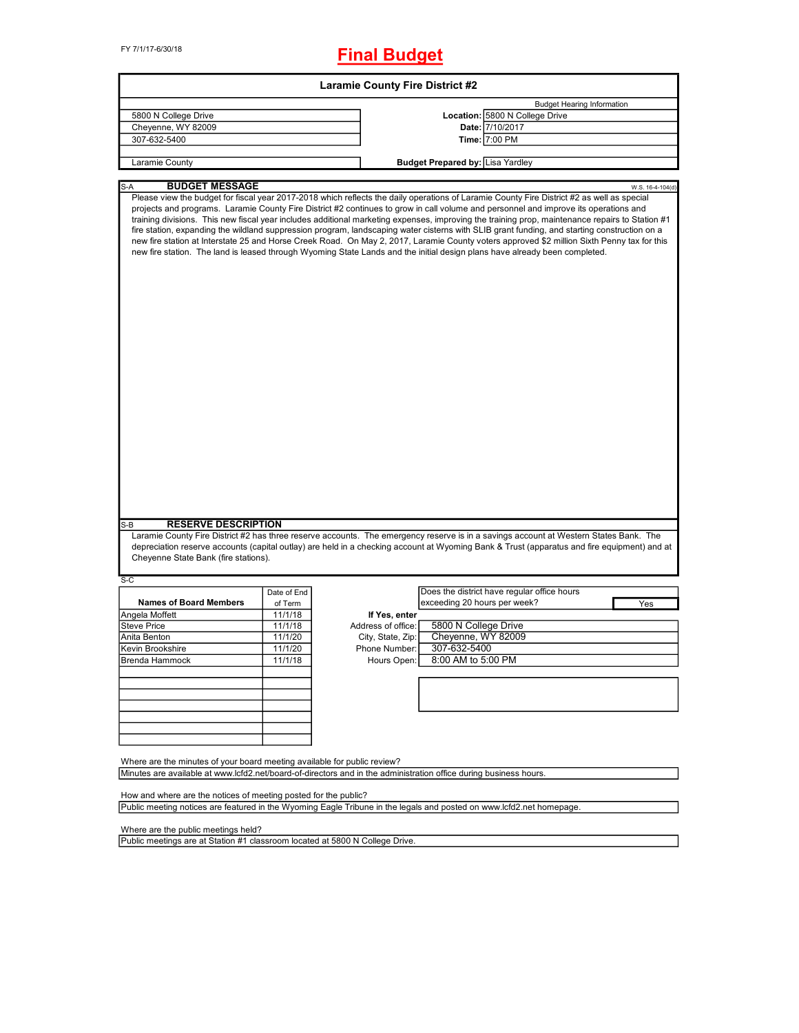FY 7/1/17-6/30/18

# Final Budget

## Laramie County Fire District #2

| | Budget Hearing Information | |
|---|---|---|
| 5800 N College Drive | **Location:** | 5800 N College Drive |
| Cheyenne, WY 82009 | **Date:** | 7/10/2017 |
| 307-632-5400 | **Time:** | 7:00 PM |
| Laramie County | **Budget Prepared by:** | Lisa Yardley |

S-A **BUDGET MESSAGE** W.S. 16-4-104(d)

Please view the budget for fiscal year 2017-2018 which reflects the daily operations of Laramie County Fire District #2 as well as special projects and programs. Laramie County Fire District #2 continues to grow in call volume and personnel and improve its operations and training divisions. This new fiscal year includes additional marketing expenses, improving the training prop, maintenance repairs to Station #1 fire station, expanding the wildland suppression program, landscaping water cisterns with SLIB grant funding, and starting construction on a new fire station at Interstate 25 and Horse Creek Road. On May 2, 2017, Laramie County voters approved $2 million Sixth Penny tax for this new fire station. The land is leased through Wyoming State Lands and the initial design plans have already been completed.

S-B **RESERVE DESCRIPTION**

Laramie County Fire District #2 has three reserve accounts. The emergency reserve is in a savings account at Western States Bank. The depreciation reserve accounts (capital outlay) are held in a checking account at Wyoming Bank & Trust (apparatus and fire equipment) and at Cheyenne State Bank (fire stations).

S-C

| Names of Board Members | Date of End of Term |
|---|---|
| Angela Moffett | 11/1/18 |
| Steve Price | 11/1/18 |
| Anita Benton | 11/1/20 |
| Kevin Brookshire | 11/1/20 |
| Brenda Hammock | 11/1/18 |

Does the district have regular office hours exceeding 20 hours per week? **Yes**

**If Yes, enter**

| | |
|---|---|
| Address of office: | 5800 N College Drive |
| City, State, Zip: | Cheyenne, WY 82009 |
| Phone Number: | 307-632-5400 |
| Hours Open: | 8:00 AM to 5:00 PM |

Where are the minutes of your board meeting available for public review?

Minutes are available at www.lcfd2.net/board-of-directors and in the administration office during business hours.

How and where are the notices of meeting posted for the public?

Public meeting notices are featured in the Wyoming Eagle Tribune in the legals and posted on www.lcfd2.net homepage.

Where are the public meetings held?

Public meetings are at Station #1 classroom located at 5800 N College Drive.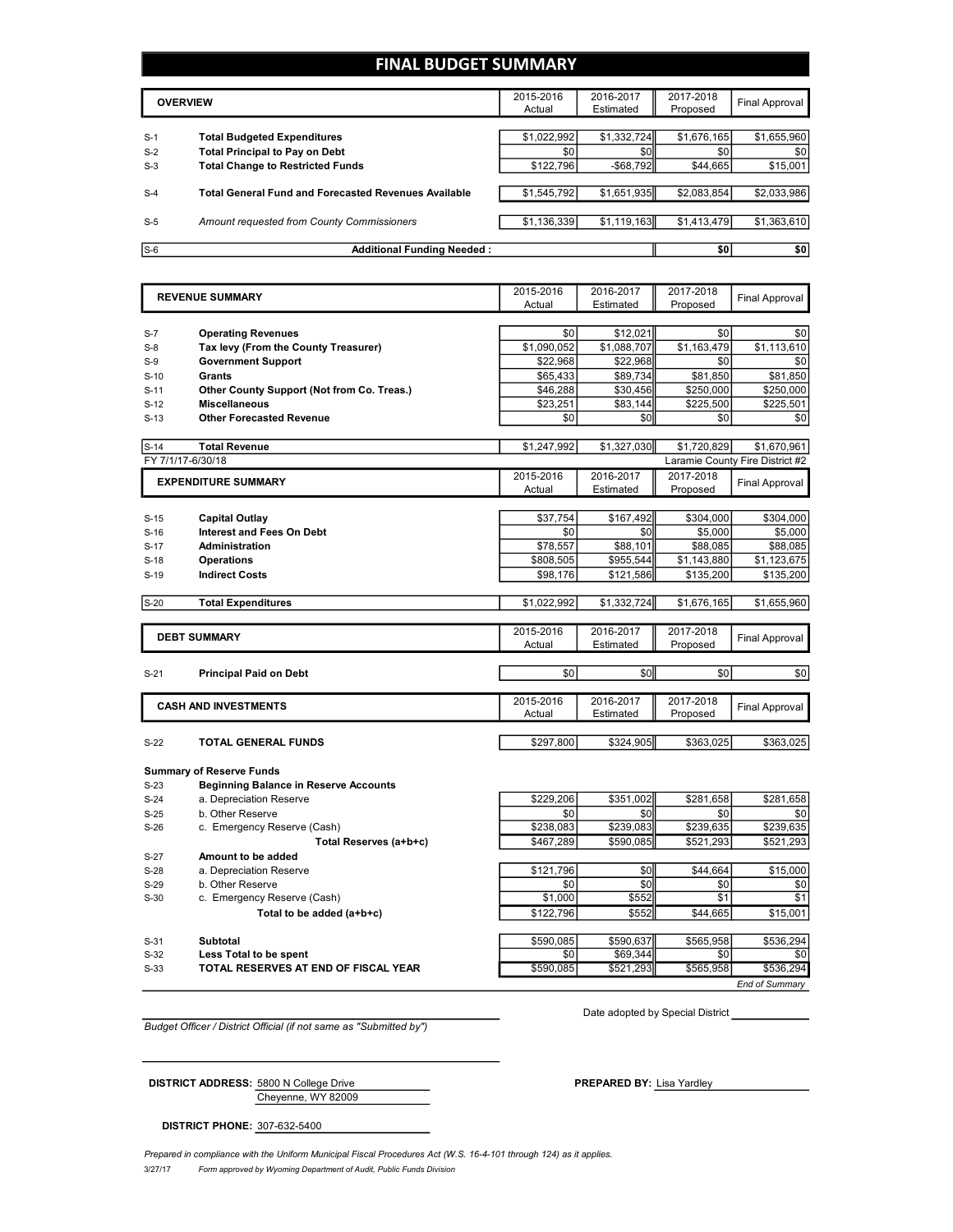# FINAL BUDGET SUMMARY

| | OVERVIEW | 2015-2016 Actual | 2016-2017 Estimated | 2017-2018 Proposed | Final Approval |
|---|---|---|---|---|---|
| S-1 | **Total Budgeted Expenditures** | $1,022,992 | $1,332,724 | $1,676,165 | $1,655,960 |
| S-2 | **Total Principal to Pay on Debt** | $0 | $0 | $0 | $0 |
| S-3 | **Total Change to Restricted Funds** | $122,796 | -$68,792 | $44,665 | $15,001 |
| S-4 | **Total General Fund and Forecasted Revenues Available** | $1,545,792 | $1,651,935 | $2,083,854 | $2,033,986 |
| S-5 | *Amount requested from County Commissioners* | $1,136,339 | $1,119,163 | $1,413,479 | $1,363,610 |
| S-6 | **Additional Funding Needed :** | | | $0 | $0 |

| | REVENUE SUMMARY | 2015-2016 Actual | 2016-2017 Estimated | 2017-2018 Proposed | Final Approval |
|---|---|---|---|---|---|
| S-7 | **Operating Revenues** | $0 | $12,021 | $0 | $0 |
| S-8 | **Tax levy (From the County Treasurer)** | $1,090,052 | $1,088,707 | $1,163,479 | $1,113,610 |
| S-9 | **Government Support** | $22,968 | $22,968 | $0 | $0 |
| S-10 | **Grants** | $65,433 | $89,734 | $81,850 | $81,850 |
| S-11 | **Other County Support (Not from Co. Treas.)** | $46,288 | $30,456 | $250,000 | $250,000 |
| S-12 | **Miscellaneous** | $23,251 | $83,144 | $225,500 | $225,501 |
| S-13 | **Other Forecasted Revenue** | $0 | $0 | $0 | $0 |
| S-14 | **Total Revenue** | $1,247,992 | $1,327,030 | $1,720,829 | $1,670,961 |

FY 7/1/17-6/30/18 — Laramie County Fire District #2

| | EXPENDITURE SUMMARY | 2015-2016 Actual | 2016-2017 Estimated | 2017-2018 Proposed | Final Approval |
|---|---|---|---|---|---|
| S-15 | **Capital Outlay** | $37,754 | $167,492 | $304,000 | $304,000 |
| S-16 | **Interest and Fees On Debt** | $0 | $0 | $5,000 | $5,000 |
| S-17 | **Administration** | $78,557 | $88,101 | $88,085 | $88,085 |
| S-18 | **Operations** | $808,505 | $955,544 | $1,143,880 | $1,123,675 |
| S-19 | **Indirect Costs** | $98,176 | $121,586 | $135,200 | $135,200 |
| S-20 | **Total Expenditures** | $1,022,992 | $1,332,724 | $1,676,165 | $1,655,960 |

| | DEBT SUMMARY | 2015-2016 Actual | 2016-2017 Estimated | 2017-2018 Proposed | Final Approval |
|---|---|---|---|---|---|
| S-21 | **Principal Paid on Debt** | $0 | $0 | $0 | $0 |

| | CASH AND INVESTMENTS | 2015-2016 Actual | 2016-2017 Estimated | 2017-2018 Proposed | Final Approval |
|---|---|---|---|---|---|
| S-22 | **TOTAL GENERAL FUNDS** | $297,800 | $324,905 | $363,025 | $363,025 |
| | **Summary of Reserve Funds** | | | | |
| S-23 | **Beginning Balance in Reserve Accounts** | | | | |
| S-24 | a. Depreciation Reserve | $229,206 | $351,002 | $281,658 | $281,658 |
| S-25 | b. Other Reserve | $0 | $0 | $0 | $0 |
| S-26 | c. Emergency Reserve (Cash) | $238,083 | $239,083 | $239,635 | $239,635 |
| | **Total Reserves (a+b+c)** | $467,289 | $590,085 | $521,293 | $521,293 |
| S-27 | **Amount to be added** | | | | |
| S-28 | a. Depreciation Reserve | $121,796 | $0 | $44,664 | $15,000 |
| S-29 | b. Other Reserve | $0 | $0 | $0 | $0 |
| S-30 | c. Emergency Reserve (Cash) | $1,000 | $552 | $1 | $1 |
| | **Total to be added (a+b+c)** | $122,796 | $552 | $44,665 | $15,001 |
| S-31 | **Subtotal** | $590,085 | $590,637 | $565,958 | $536,294 |
| S-32 | **Less Total to be spent** | $0 | $69,344 | $0 | $0 |
| S-33 | **TOTAL RESERVES AT END OF FISCAL YEAR** | $590,085 | $521,293 | $565,958 | $536,294 |

*End of Summary*

Date adopted by Special District ____________

*Budget Officer / District Official (if not same as "Submitted by")*

**DISTRICT ADDRESS:** 5800 N College Drive
Cheyenne, WY 82009

**PREPARED BY:** Lisa Yardley

**DISTRICT PHONE:** 307-632-5400

*Prepared in compliance with the Uniform Municipal Fiscal Procedures Act (W.S. 16-4-101 through 124) as it applies.*

3/27/17 *Form approved by Wyoming Department of Audit, Public Funds Division*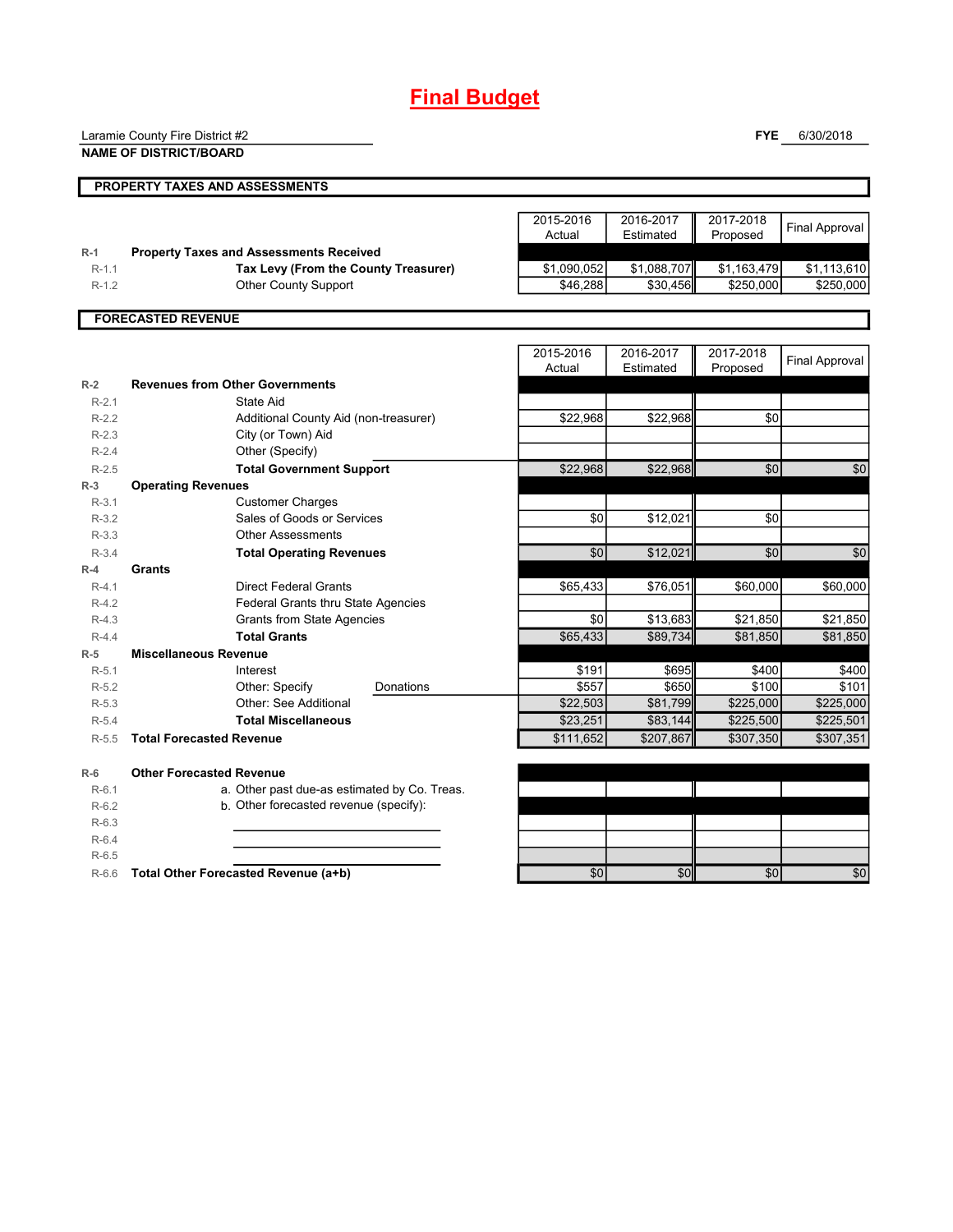# Final Budget

Laramie County Fire District #2

**NAME OF DISTRICT/BOARD**

**FYE** 6/30/2018

## PROPERTY TAXES AND ASSESSMENTS

| | | 2015-2016 Actual | 2016-2017 Estimated | 2017-2018 Proposed | Final Approval |
|---|---|---|---|---|---|
| **R-1** | **Property Taxes and Assessments Received** | | | | |
| R-1.1 | **Tax Levy (From the County Treasurer)** | $1,090,052 | $1,088,707 | $1,163,479 | $1,113,610 |
| R-1.2 | Other County Support | $46,288 | $30,456 | $250,000 | $250,000 |

## FORECASTED REVENUE

| | | 2015-2016 Actual | 2016-2017 Estimated | 2017-2018 Proposed | Final Approval |
|---|---|---|---|---|---|
| **R-2** | **Revenues from Other Governments** | | | | |
| R-2.1 | State Aid | | | | |
| R-2.2 | Additional County Aid (non-treasurer) | $22,968 | $22,968 | $0 | |
| R-2.3 | City (or Town) Aid | | | | |
| R-2.4 | Other (Specify) | | | | |
| R-2.5 | **Total Government Support** | $22,968 | $22,968 | $0 | $0 |
| **R-3** | **Operating Revenues** | | | | |
| R-3.1 | Customer Charges | | | | |
| R-3.2 | Sales of Goods or Services | $0 | $12,021 | $0 | |
| R-3.3 | Other Assessments | | | | |
| R-3.4 | **Total Operating Revenues** | $0 | $12,021 | $0 | $0 |
| **R-4** | **Grants** | | | | |
| R-4.1 | Direct Federal Grants | $65,433 | $76,051 | $60,000 | $60,000 |
| R-4.2 | Federal Grants thru State Agencies | | | | |
| R-4.3 | Grants from State Agencies | $0 | $13,683 | $21,850 | $21,850 |
| R-4.4 | **Total Grants** | $65,433 | $89,734 | $81,850 | $81,850 |
| **R-5** | **Miscellaneous Revenue** | | | | |
| R-5.1 | Interest | $191 | $695 | $400 | $400 |
| R-5.2 | Other: Specify Donations | $557 | $650 | $100 | $101 |
| R-5.3 | Other: See Additional | $22,503 | $81,799 | $225,000 | $225,000 |
| R-5.4 | **Total Miscellaneous** | $23,251 | $83,144 | $225,500 | $225,501 |
| R-5.5 | **Total Forecasted Revenue** | $111,652 | $207,867 | $307,350 | $307,351 |
| **R-6** | **Other Forecasted Revenue** | | | | |
| R-6.1 | a. Other past due-as estimated by Co. Treas. | | | | |
| R-6.2 | b. Other forecasted revenue (specify): | | | | |
| R-6.3 | | | | | |
| R-6.4 | | | | | |
| R-6.5 | | | | | |
| R-6.6 | **Total Other Forecasted Revenue (a+b)** | $0 | $0 | $0 | $0 |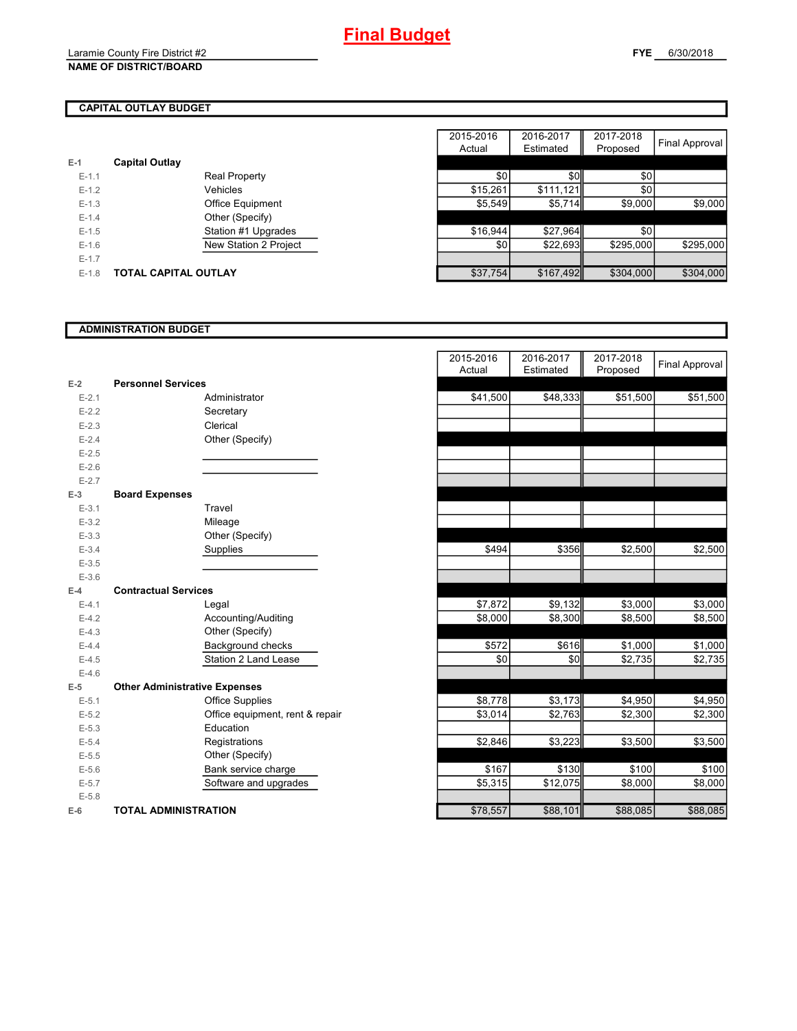# Final Budget

Laramie County Fire District #2
**NAME OF DISTRICT/BOARD**

**FYE** 6/30/2018

## CAPITAL OUTLAY BUDGET

| | | | 2015-2016 Actual | 2016-2017 Estimated | 2017-2018 Proposed | Final Approval |
|---|---|---|---|---|---|---|
| E-1 | **Capital Outlay** | | | | | |
| E-1.1 | | Real Property | $0 | $0 | $0 | |
| E-1.2 | | Vehicles | $15,261 | $111,121 | $0 | |
| E-1.3 | | Office Equipment | $5,549 | $5,714 | $9,000 | $9,000 |
| E-1.4 | | Other (Specify) | | | | |
| E-1.5 | | Station #1 Upgrades | $16,944 | $27,964 | $0 | |
| E-1.6 | | New Station 2 Project | $0 | $22,693 | $295,000 | $295,000 |
| E-1.7 | | | | | | |
| E-1.8 | **TOTAL CAPITAL OUTLAY** | | $37,754 | $167,492 | $304,000 | $304,000 |

## ADMINISTRATION BUDGET

| | | | 2015-2016 Actual | 2016-2017 Estimated | 2017-2018 Proposed | Final Approval |
|---|---|---|---|---|---|---|
| E-2 | **Personnel Services** | | | | | |
| E-2.1 | | Administrator | $41,500 | $48,333 | $51,500 | $51,500 |
| E-2.2 | | Secretary | | | | |
| E-2.3 | | Clerical | | | | |
| E-2.4 | | Other (Specify) | | | | |
| E-2.5 | | | | | | |
| E-2.6 | | | | | | |
| E-2.7 | | | | | | |
| E-3 | **Board Expenses** | | | | | |
| E-3.1 | | Travel | | | | |
| E-3.2 | | Mileage | | | | |
| E-3.3 | | Other (Specify) | | | | |
| E-3.4 | | Supplies | $494 | $356 | $2,500 | $2,500 |
| E-3.5 | | | | | | |
| E-3.6 | | | | | | |
| E-4 | **Contractual Services** | | | | | |
| E-4.1 | | Legal | $7,872 | $9,132 | $3,000 | $3,000 |
| E-4.2 | | Accounting/Auditing | $8,000 | $8,300 | $8,500 | $8,500 |
| E-4.3 | | Other (Specify) | | | | |
| E-4.4 | | Background checks | $572 | $616 | $1,000 | $1,000 |
| E-4.5 | | Station 2 Land Lease | $0 | $0 | $2,735 | $2,735 |
| E-4.6 | | | | | | |
| E-5 | **Other Administrative Expenses** | | | | | |
| E-5.1 | | Office Supplies | $8,778 | $3,173 | $4,950 | $4,950 |
| E-5.2 | | Office equipment, rent & repair | $3,014 | $2,763 | $2,300 | $2,300 |
| E-5.3 | | Education | | | | |
| E-5.4 | | Registrations | $2,846 | $3,223 | $3,500 | $3,500 |
| E-5.5 | | Other (Specify) | | | | |
| E-5.6 | | Bank service charge | $167 | $130 | $100 | $100 |
| E-5.7 | | Software and upgrades | $5,315 | $12,075 | $8,000 | $8,000 |
| E-5.8 | | | | | | |
| E-6 | **TOTAL ADMINISTRATION** | | $78,557 | $88,101 | $88,085 | $88,085 |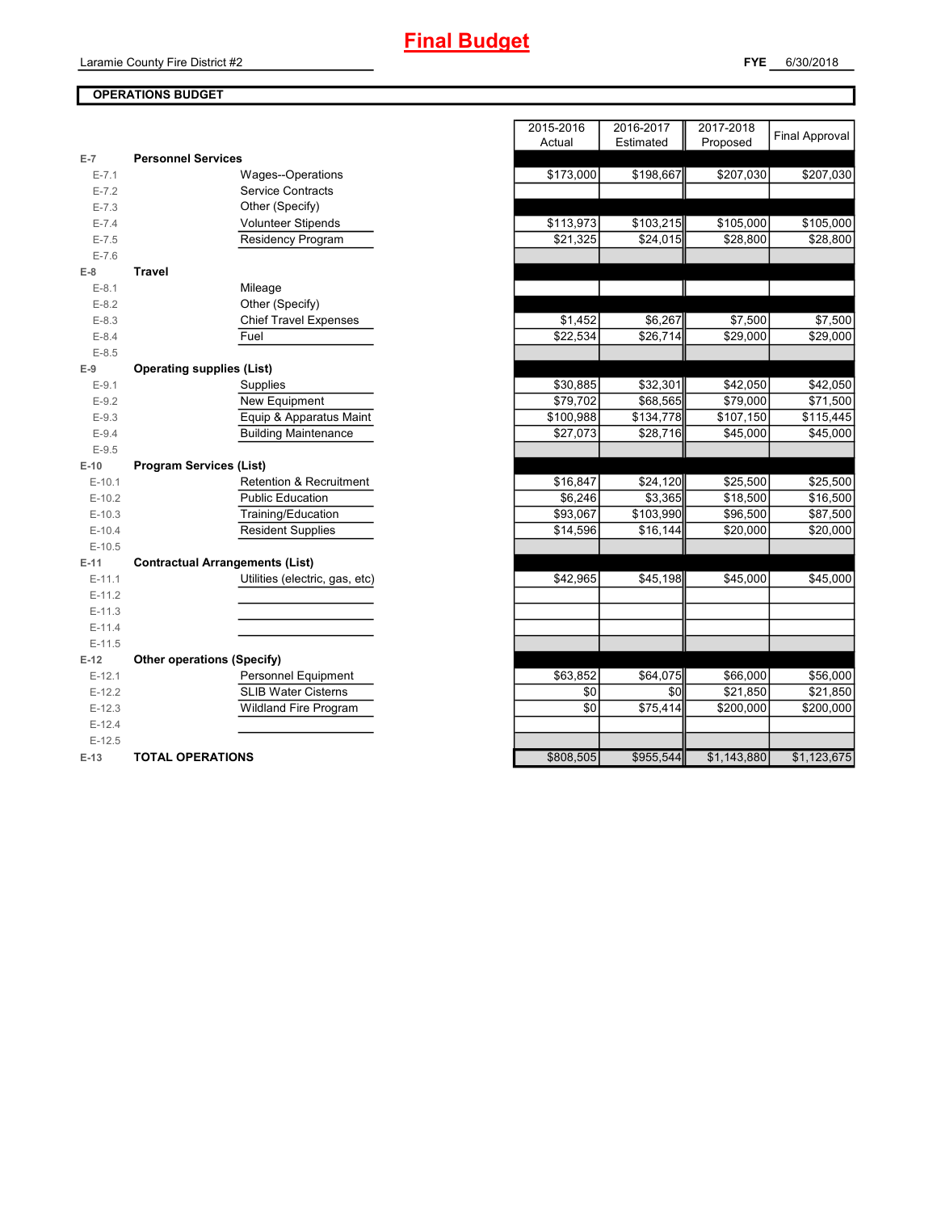# Final Budget

Laramie County Fire District #2

**FYE** 6/30/2018

**OPERATIONS BUDGET**

| | | | 2015-2016 Actual | 2016-2017 Estimated | 2017-2018 Proposed | Final Approval |
|---|---|---|---|---|---|---|
| E-7 | **Personnel Services** | | | | | |
| E-7.1 | | Wages--Operations | $173,000 | $198,667 | $207,030 | $207,030 |
| E-7.2 | | Service Contracts | | | | |
| E-7.3 | | Other (Specify) | | | | |
| E-7.4 | | Volunteer Stipends | $113,973 | $103,215 | $105,000 | $105,000 |
| E-7.5 | | Residency Program | $21,325 | $24,015 | $28,800 | $28,800 |
| E-7.6 | | | | | | |
| E-8 | **Travel** | | | | | |
| E-8.1 | | Mileage | | | | |
| E-8.2 | | Other (Specify) | | | | |
| E-8.3 | | Chief Travel Expenses | $1,452 | $6,267 | $7,500 | $7,500 |
| E-8.4 | | Fuel | $22,534 | $26,714 | $29,000 | $29,000 |
| E-8.5 | | | | | | |
| E-9 | **Operating supplies (List)** | | | | | |
| E-9.1 | | Supplies | $30,885 | $32,301 | $42,050 | $42,050 |
| E-9.2 | | New Equipment | $79,702 | $68,565 | $79,000 | $71,500 |
| E-9.3 | | Equip & Apparatus Maint | $100,988 | $134,778 | $107,150 | $115,445 |
| E-9.4 | | Building Maintenance | $27,073 | $28,716 | $45,000 | $45,000 |
| E-9.5 | | | | | | |
| E-10 | **Program Services (List)** | | | | | |
| E-10.1 | | Retention & Recruitment | $16,847 | $24,120 | $25,500 | $25,500 |
| E-10.2 | | Public Education | $6,246 | $3,365 | $18,500 | $16,500 |
| E-10.3 | | Training/Education | $93,067 | $103,990 | $96,500 | $87,500 |
| E-10.4 | | Resident Supplies | $14,596 | $16,144 | $20,000 | $20,000 |
| E-10.5 | | | | | | |
| E-11 | **Contractual Arrangements (List)** | | | | | |
| E-11.1 | | Utilities (electric, gas, etc) | $42,965 | $45,198 | $45,000 | $45,000 |
| E-11.2 | | | | | | |
| E-11.3 | | | | | | |
| E-11.4 | | | | | | |
| E-11.5 | | | | | | |
| E-12 | **Other operations (Specify)** | | | | | |
| E-12.1 | | Personnel Equipment | $63,852 | $64,075 | $66,000 | $56,000 |
| E-12.2 | | SLIB Water Cisterns | $0 | $0 | $21,850 | $21,850 |
| E-12.3 | | Wildland Fire Program | $0 | $75,414 | $200,000 | $200,000 |
| E-12.4 | | | | | | |
| E-12.5 | | | | | | |
| E-13 | **TOTAL OPERATIONS** | | $808,505 | $955,544 | $1,143,880 | $1,123,675 |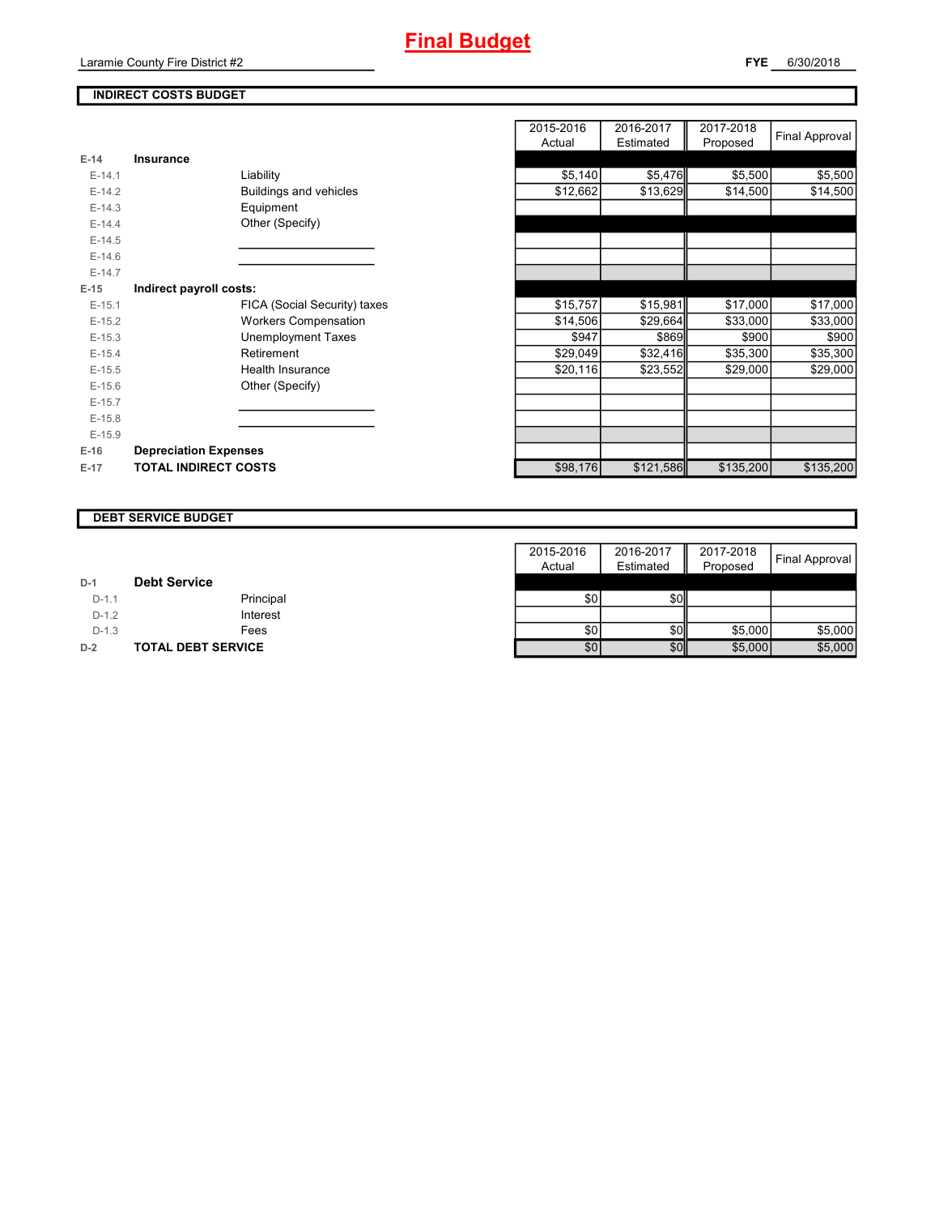# Final Budget

Laramie County Fire District #2

**FYE** 6/30/2018

## INDIRECT COSTS BUDGET

| | | | 2015-2016 Actual | 2016-2017 Estimated | 2017-2018 Proposed | Final Approval |
|---|---|---|---|---|---|---|
| **E-14** | **Insurance** | | | | | |
| E-14.1 | | Liability | $5,140 | $5,476 | $5,500 | $5,500 |
| E-14.2 | | Buildings and vehicles | $12,662 | $13,629 | $14,500 | $14,500 |
| E-14.3 | | Equipment | | | | |
| E-14.4 | | Other (Specify) | | | | |
| E-14.5 | | | | | | |
| E-14.6 | | | | | | |
| E-14.7 | | | | | | |
| **E-15** | **Indirect payroll costs:** | | | | | |
| E-15.1 | | FICA (Social Security) taxes | $15,757 | $15,981 | $17,000 | $17,000 |
| E-15.2 | | Workers Compensation | $14,506 | $29,664 | $33,000 | $33,000 |
| E-15.3 | | Unemployment Taxes | $947 | $869 | $900 | $900 |
| E-15.4 | | Retirement | $29,049 | $32,416 | $35,300 | $35,300 |
| E-15.5 | | Health Insurance | $20,116 | $23,552 | $29,000 | $29,000 |
| E-15.6 | | Other (Specify) | | | | |
| E-15.7 | | | | | | |
| E-15.8 | | | | | | |
| E-15.9 | | | | | | |
| **E-16** | **Depreciation Expenses** | | | | | |
| **E-17** | **TOTAL INDIRECT COSTS** | | $98,176 | $121,586 | $135,200 | $135,200 |

## DEBT SERVICE BUDGET

| | | | 2015-2016 Actual | 2016-2017 Estimated | 2017-2018 Proposed | Final Approval |
|---|---|---|---|---|---|---|
| **D-1** | **Debt Service** | | | | | |
| D-1.1 | | Principal | $0 | $0 | | |
| D-1.2 | | Interest | | | | |
| D-1.3 | | Fees | $0 | $0 | $5,000 | $5,000 |
| **D-2** | **TOTAL DEBT SERVICE** | | $0 | $0 | $5,000 | $5,000 |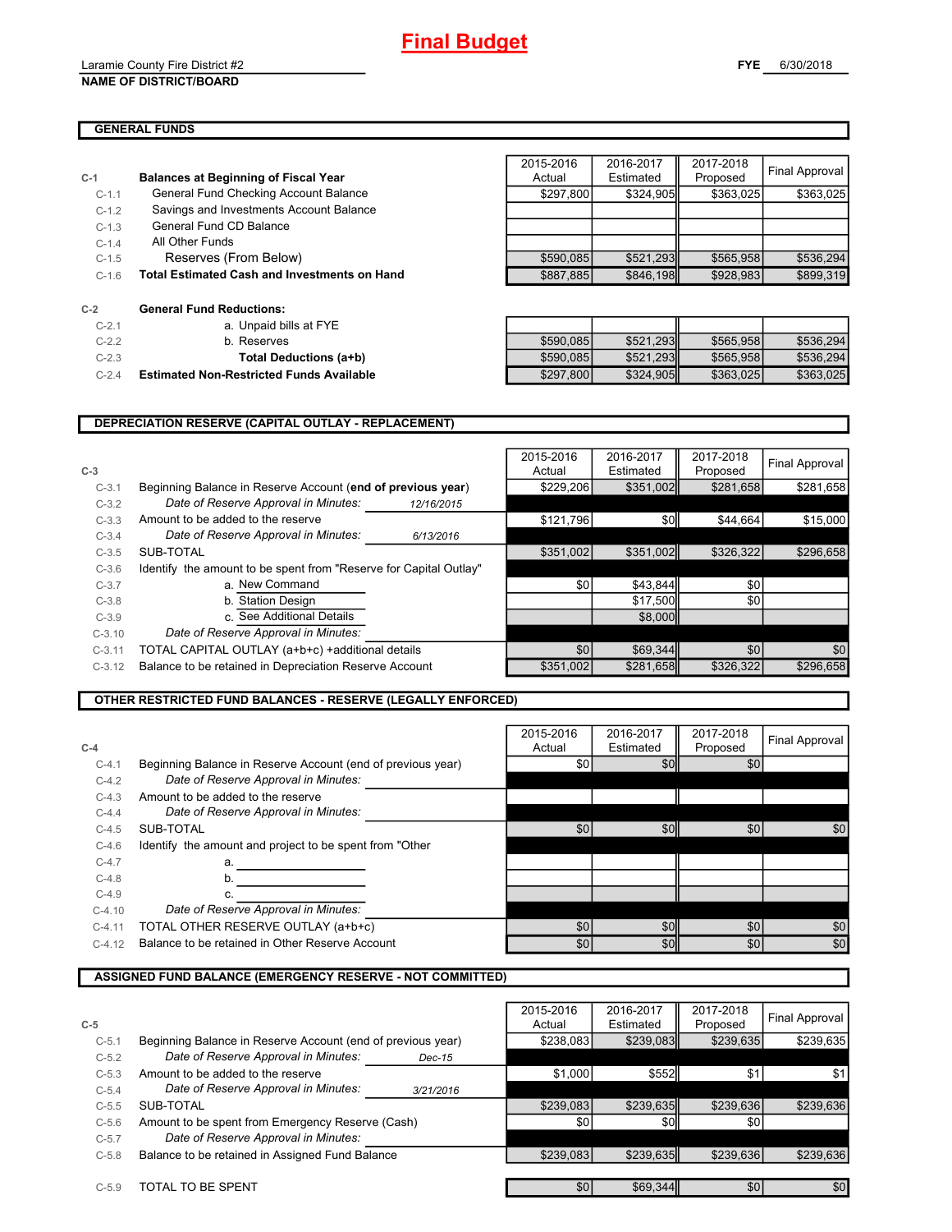# Final Budget

Laramie County Fire District #2
**NAME OF DISTRICT/BOARD**

**FYE** 6/30/2018

## GENERAL FUNDS

| | | 2015-2016 Actual | 2016-2017 Estimated | 2017-2018 Proposed | Final Approval |
|---|---|---|---|---|---|
| **C-1** | **Balances at Beginning of Fiscal Year** | | | | |
| C-1.1 | General Fund Checking Account Balance | $297,800 | $324,905 | $363,025 | $363,025 |
| C-1.2 | Savings and Investments Account Balance | | | | |
| C-1.3 | General Fund CD Balance | | | | |
| C-1.4 | All Other Funds | | | | |
| C-1.5 | Reserves (From Below) | $590,085 | $521,293 | $565,958 | $536,294 |
| C-1.6 | **Total Estimated Cash and Investments on Hand** | $887,885 | $846,198 | $928,983 | $899,319 |
| **C-2** | **General Fund Reductions:** | | | | |
| C-2.1 | a. Unpaid bills at FYE | | | | |
| C-2.2 | b. Reserves | $590,085 | $521,293 | $565,958 | $536,294 |
| C-2.3 | **Total Deductions (a+b)** | $590,085 | $521,293 | $565,958 | $536,294 |
| C-2.4 | **Estimated Non-Restricted Funds Available** | $297,800 | $324,905 | $363,025 | $363,025 |

## DEPRECIATION RESERVE (CAPITAL OUTLAY - REPLACEMENT)

| **C-3** | | | 2015-2016 Actual | 2016-2017 Estimated | 2017-2018 Proposed | Final Approval |
|---|---|---|---|---|---|---|
| C-3.1 | Beginning Balance in Reserve Account (**end of previous year**) | | $229,206 | $351,002 | $281,658 | $281,658 |
| C-3.2 | *Date of Reserve Approval in Minutes:* | *12/16/2015* | | | | |
| C-3.3 | Amount to be added to the reserve | | $121,796 | $0 | $44,664 | $15,000 |
| C-3.4 | *Date of Reserve Approval in Minutes:* | *6/13/2016* | | | | |
| C-3.5 | SUB-TOTAL | | $351,002 | $351,002 | $326,322 | $296,658 |
| C-3.6 | Identify the amount to be spent from "Reserve for Capital Outlay" | | | | | |
| C-3.7 | a. New Command | | $0 | $43,844 | $0 | |
| C-3.8 | b. Station Design | | | $17,500 | $0 | |
| C-3.9 | c. See Additional Details | | | $8,000 | | |
| C-3.10 | *Date of Reserve Approval in Minutes:* | | | | | |
| C-3.11 | TOTAL CAPITAL OUTLAY (a+b+c) +additional details | | $0 | $69,344 | $0 | $0 |
| C-3.12 | Balance to be retained in Depreciation Reserve Account | | $351,002 | $281,658 | $326,322 | $296,658 |

## OTHER RESTRICTED FUND BALANCES - RESERVE (LEGALLY ENFORCED)

| **C-4** | | 2015-2016 Actual | 2016-2017 Estimated | 2017-2018 Proposed | Final Approval |
|---|---|---|---|---|---|
| C-4.1 | Beginning Balance in Reserve Account (end of previous year) | $0 | $0 | $0 | |
| C-4.2 | *Date of Reserve Approval in Minutes:* | | | | |
| C-4.3 | Amount to be added to the reserve | | | | |
| C-4.4 | *Date of Reserve Approval in Minutes:* | | | | |
| C-4.5 | SUB-TOTAL | $0 | $0 | $0 | $0 |
| C-4.6 | Identify the amount and project to be spent from "Other | | | | |
| C-4.7 | a. | | | | |
| C-4.8 | b. | | | | |
| C-4.9 | c. | | | | |
| C-4.10 | *Date of Reserve Approval in Minutes:* | | | | |
| C-4.11 | TOTAL OTHER RESERVE OUTLAY (a+b+c) | $0 | $0 | $0 | $0 |
| C-4.12 | Balance to be retained in Other Reserve Account | $0 | $0 | $0 | $0 |

## ASSIGNED FUND BALANCE (EMERGENCY RESERVE - NOT COMMITTED)

| **C-5** | | | 2015-2016 Actual | 2016-2017 Estimated | 2017-2018 Proposed | Final Approval |
|---|---|---|---|---|---|---|
| C-5.1 | Beginning Balance in Reserve Account (end of previous year) | | $238,083 | $239,083 | $239,635 | $239,635 |
| C-5.2 | *Date of Reserve Approval in Minutes:* | *Dec-15* | | | | |
| C-5.3 | Amount to be added to the reserve | | $1,000 | $552 | $1 | $1 |
| C-5.4 | *Date of Reserve Approval in Minutes:* | *3/21/2016* | | | | |
| C-5.5 | SUB-TOTAL | | $239,083 | $239,635 | $239,636 | $239,636 |
| C-5.6 | Amount to be spent from Emergency Reserve (Cash) | | $0 | $0 | $0 | |
| C-5.7 | *Date of Reserve Approval in Minutes:* | | | | | |
| C-5.8 | Balance to be retained in Assigned Fund Balance | | $239,083 | $239,635 | $239,636 | $239,636 |
| C-5.9 | TOTAL TO BE SPENT | | $0 | $69,344 | $0 | $0 |